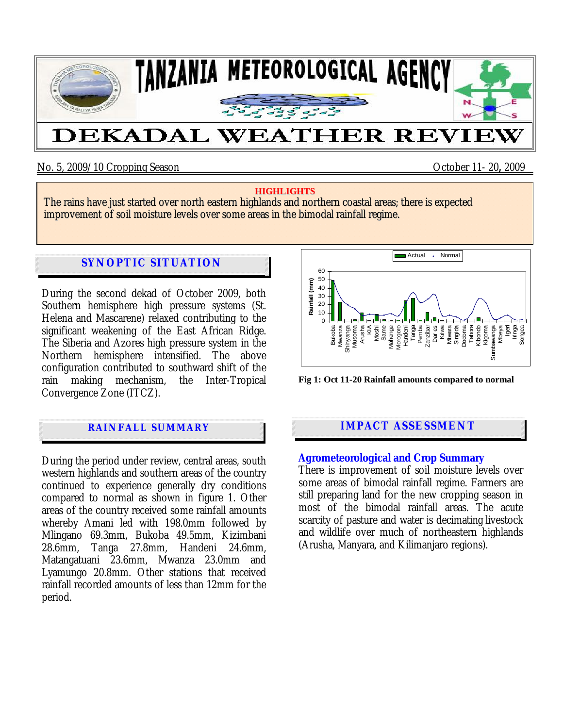# TANZANIA METEOROLOGICAL AGENCY

# DEKADAL WEATHER REVIEW

No. 5, 2009/10 Cropping Season — October 11- 20, 2009

**HIGHLIGHTS**

The rains have just started over north eastern highlands and northern coastal areas; there is expected improvement of soil moisture levels over some areas in the bimodal rainfall regime.

## SYNOPTIC SITUATION

During the second dekad of October 2009, both Southern hemisphere high pressure systems (St. Helena and Mascarene) relaxed contributing to the significant weakening of the East African Ridge. The Siberia and Azores high pressure system in the Northern hemisphere intensified. The above configuration contributed to southward shift of the rain making mechanism, the Inter-Tropical Convergence Zone (ITCZ).

Fig 1: Oct 11-20 Rainfall amounts compared to normal

## RAINFALL SUMMARY

During the period under review, central areas, south western highlands and southern areas of the country continued to experience generally dry conditions compared to normal as shown in figure 1. Other areas of the country received some rainfall amounts whereby Amani led with 198.0mm followed by Mlingano 69.3mm, Bukoba 49.5mm, Kizimbani 28.6mm, Tanga 27.8mm, Handeni 24.6mm, Matangatuani 23.6mm, Mwanza 23.0mm and Lyamungo 20.8mm. Other stations that received rainfall recorded amounts of less than 12mm for the period.

## IMPACT ASSESSMENT

### Agrometeorological and Crop Summary

There is improvement of soil moisture levels over some areas of bimodal rainfall regime. Farmers are still preparing land for the new cropping season in most of the bimodal rainfall areas. The acute scarcity of pasture and water is decimating livestock and wildlife over much of northeastern highlands (Arusha, Manyara, and Kilimanjaro regions).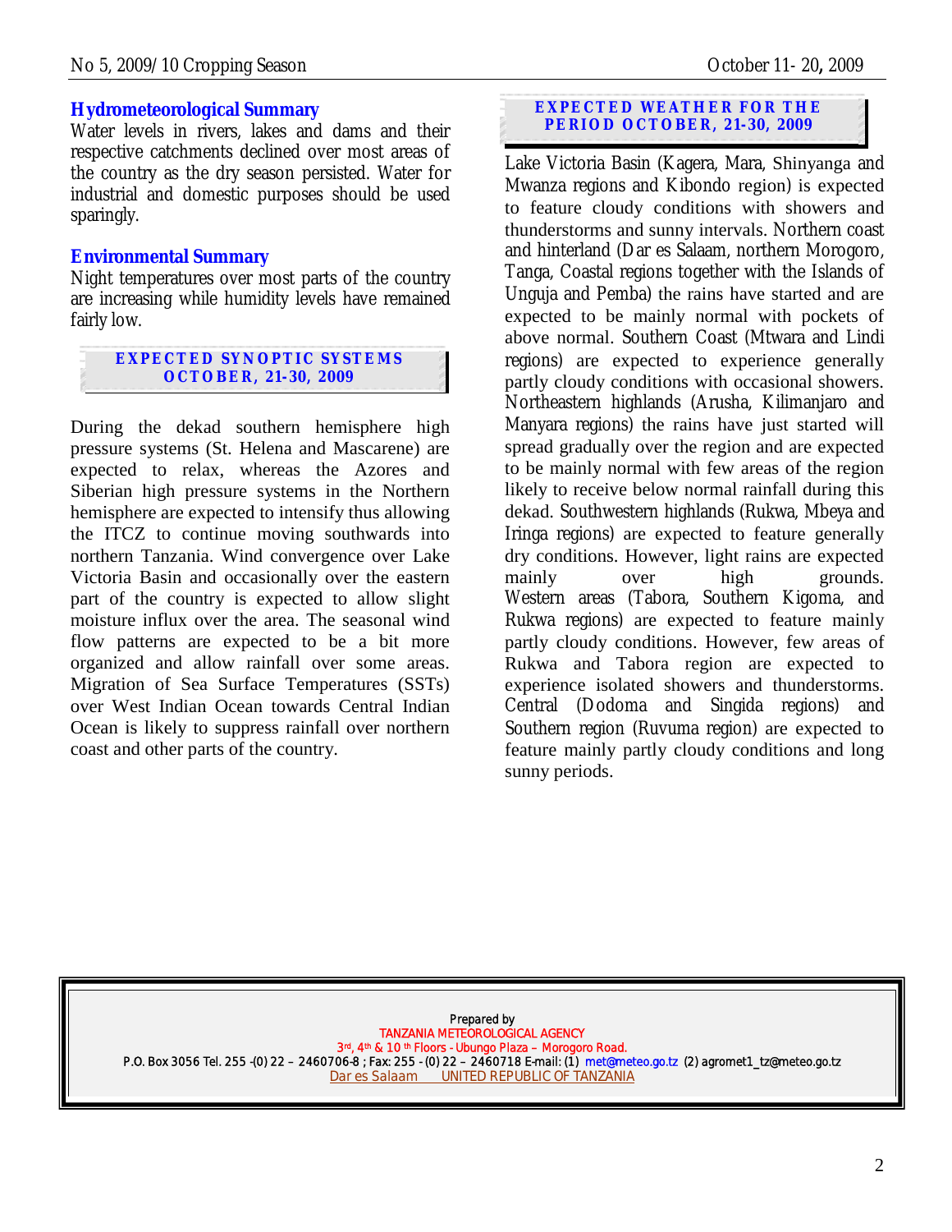## Hydrometeorological Summary

Water levels in rivers, lakes and dams and their respective catchments declined over most areas of the country as the dry season persisted. Water for industrial and domestic purposes should be used sparingly.

## Environmental Summary

Night temperatures over most parts of the country are increasing while humidity levels have remained fairly low.

## EXPECTED SYNOPTIC SYSTEMS OCTOBER, 21-30, 2009

During the dekad southern hemisphere high pressure systems (St. Helena and Mascarene) are expected to relax, whereas the Azores and Siberian high pressure systems in the Northern hemisphere are expected to intensify thus allowing the ITCZ to continue moving southwards into northern Tanzania. Wind convergence over Lake Victoria Basin and occasionally over the eastern part of the country is expected to allow slight moisture influx over the area. The seasonal wind flow patterns are expected to be a bit more organized and allow rainfall over some areas. Migration of Sea Surface Temperatures (SSTs) over West Indian Ocean towards Central Indian Ocean is likely to suppress rainfall over northern coast and other parts of the country.

## EXPECTED WEATHER FOR THE PERIOD OCTOBER, 21-30, 2009

Lake Victoria Basin (Kagera, Mara, Shinyanga and Mwanza regions and Kibondo region) is expected to feature cloudy conditions with showers and thunderstorms and sunny intervals. Northern coast and hinterland (Dar es Salaam, northern Morogoro, Tanga, Coastal regions together with the Islands of Unguja and Pemba) the rains have started and are expected to be mainly normal with pockets of above normal. Southern Coast (Mtwara and Lindi regions) are expected to experience generally partly cloudy conditions with occasional showers. Northeastern highlands (Arusha, Kilimanjaro and Manyara regions) the rains have just started will spread gradually over the region and are expected to be mainly normal with few areas of the region likely to receive below normal rainfall during this dekad. Southwestern highlands (Rukwa, Mbeya and Iringa regions) are expected to feature generally dry conditions. However, light rains are expected mainly over high grounds. Western areas (Tabora, Southern Kigoma, and Rukwa regions) are expected to feature mainly partly cloudy conditions. However, few areas of Rukwa and Tabora region are expected to experience isolated showers and thunderstorms. Central (Dodoma and Singida regions) and Southern region (Ruvuma region) are expected to feature mainly partly cloudy conditions and long sunny periods.

Prepared by
TANZANIA METEOROLOGICAL AGENCY
3rd, 4th & 10 th Floors - Ubungo Plaza – Morogoro Road.
P.O. Box 3056 Tel. 255 -(0) 22 – 2460706-8 ; Fax: 255 - (0) 22 – 2460718 E-mail: (1) met@meteo.go.tz (2) agromet1_tz@meteo.go.tz
Dar es Salaam UNITED REPUBLIC OF TANZANIA